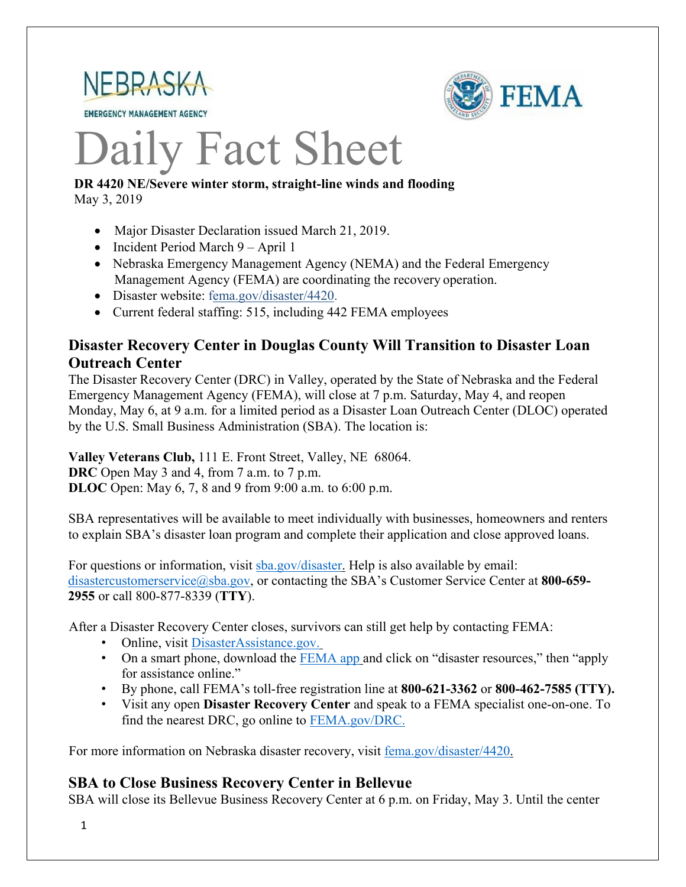# Daily Fact Sheet

**DR 4420 NE/Severe winter storm, straight-line winds and flooding**
May 3, 2019

- Major Disaster Declaration issued March 21, 2019.
- Incident Period March 9 – April 1
- Nebraska Emergency Management Agency (NEMA) and the Federal Emergency Management Agency (FEMA) are coordinating the recovery operation.
- Disaster website: fema.gov/disaster/4420.
- Current federal staffing: 515, including 442 FEMA employees

## Disaster Recovery Center in Douglas County Will Transition to Disaster Loan Outreach Center

The Disaster Recovery Center (DRC) in Valley, operated by the State of Nebraska and the Federal Emergency Management Agency (FEMA), will close at 7 p.m. Saturday, May 4, and reopen Monday, May 6, at 9 a.m. for a limited period as a Disaster Loan Outreach Center (DLOC) operated by the U.S. Small Business Administration (SBA). The location is:

**Valley Veterans Club,** 111 E. Front Street, Valley, NE 68064.
**DRC** Open May 3 and 4, from 7 a.m. to 7 p.m.
**DLOC** Open: May 6, 7, 8 and 9 from 9:00 a.m. to 6:00 p.m.

SBA representatives will be available to meet individually with businesses, homeowners and renters to explain SBA's disaster loan program and complete their application and close approved loans.

For questions or information, visit sba.gov/disaster. Help is also available by email: disastercustomerservice@sba.gov, or contacting the SBA's Customer Service Center at **800-659-2955** or call 800-877-8339 (**TTY**).

After a Disaster Recovery Center closes, survivors can still get help by contacting FEMA:

- Online, visit DisasterAssistance.gov.
- On a smart phone, download the FEMA app and click on "disaster resources," then "apply for assistance online."
- By phone, call FEMA's toll-free registration line at **800-621-3362** or **800-462-7585 (TTY).**
- Visit any open **Disaster Recovery Center** and speak to a FEMA specialist one-on-one. To find the nearest DRC, go online to FEMA.gov/DRC.

For more information on Nebraska disaster recovery, visit fema.gov/disaster/4420.

## SBA to Close Business Recovery Center in Bellevue

SBA will close its Bellevue Business Recovery Center at 6 p.m. on Friday, May 3. Until the center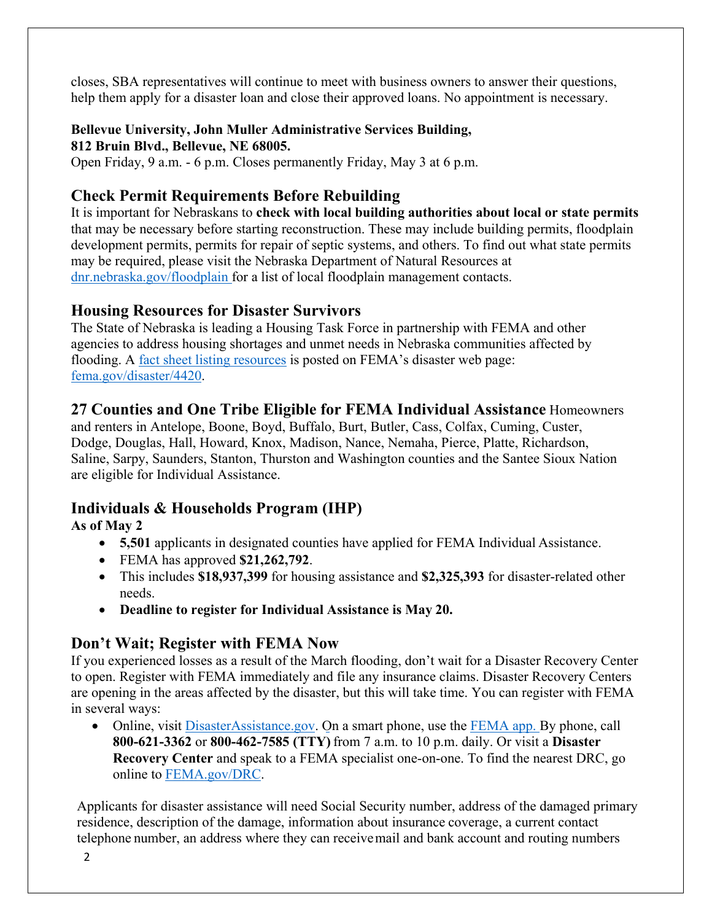closes, SBA representatives will continue to meet with business owners to answer their questions, help them apply for a disaster loan and close their approved loans. No appointment is necessary.

**Bellevue University, John Muller Administrative Services Building,**
**812 Bruin Blvd., Bellevue, NE 68005.**
Open Friday, 9 a.m. - 6 p.m. Closes permanently Friday, May 3 at 6 p.m.

## Check Permit Requirements Before Rebuilding

It is important for Nebraskans to **check with local building authorities about local or state permits** that may be necessary before starting reconstruction. These may include building permits, floodplain development permits, permits for repair of septic systems, and others. To find out what state permits may be required, please visit the Nebraska Department of Natural Resources at dnr.nebraska.gov/floodplain for a list of local floodplain management contacts.

## Housing Resources for Disaster Survivors

The State of Nebraska is leading a Housing Task Force in partnership with FEMA and other agencies to address housing shortages and unmet needs in Nebraska communities affected by flooding. A fact sheet listing resources is posted on FEMA's disaster web page: fema.gov/disaster/4420.

## 27 Counties and One Tribe Eligible for FEMA Individual Assistance

Homeowners and renters in Antelope, Boone, Boyd, Buffalo, Burt, Butler, Cass, Colfax, Cuming, Custer, Dodge, Douglas, Hall, Howard, Knox, Madison, Nance, Nemaha, Pierce, Platte, Richardson, Saline, Sarpy, Saunders, Stanton, Thurston and Washington counties and the Santee Sioux Nation are eligible for Individual Assistance.

## Individuals & Households Program (IHP)

**As of May 2**

- **5,501** applicants in designated counties have applied for FEMA Individual Assistance.
- FEMA has approved **$21,262,792**.
- This includes **$18,937,399** for housing assistance and **$2,325,393** for disaster-related other needs.
- **Deadline to register for Individual Assistance is May 20.**

## Don't Wait; Register with FEMA Now

If you experienced losses as a result of the March flooding, don't wait for a Disaster Recovery Center to open. Register with FEMA immediately and file any insurance claims. Disaster Recovery Centers are opening in the areas affected by the disaster, but this will take time. You can register with FEMA in several ways:

- Online, visit DisasterAssistance.gov. On a smart phone, use the FEMA app. By phone, call **800-621-3362** or **800-462-7585 (TTY)** from 7 a.m. to 10 p.m. daily. Or visit a **Disaster Recovery Center** and speak to a FEMA specialist one-on-one. To find the nearest DRC, go online to FEMA.gov/DRC.

Applicants for disaster assistance will need Social Security number, address of the damaged primary residence, description of the damage, information about insurance coverage, a current contact telephone number, an address where they can receive mail and bank account and routing numbers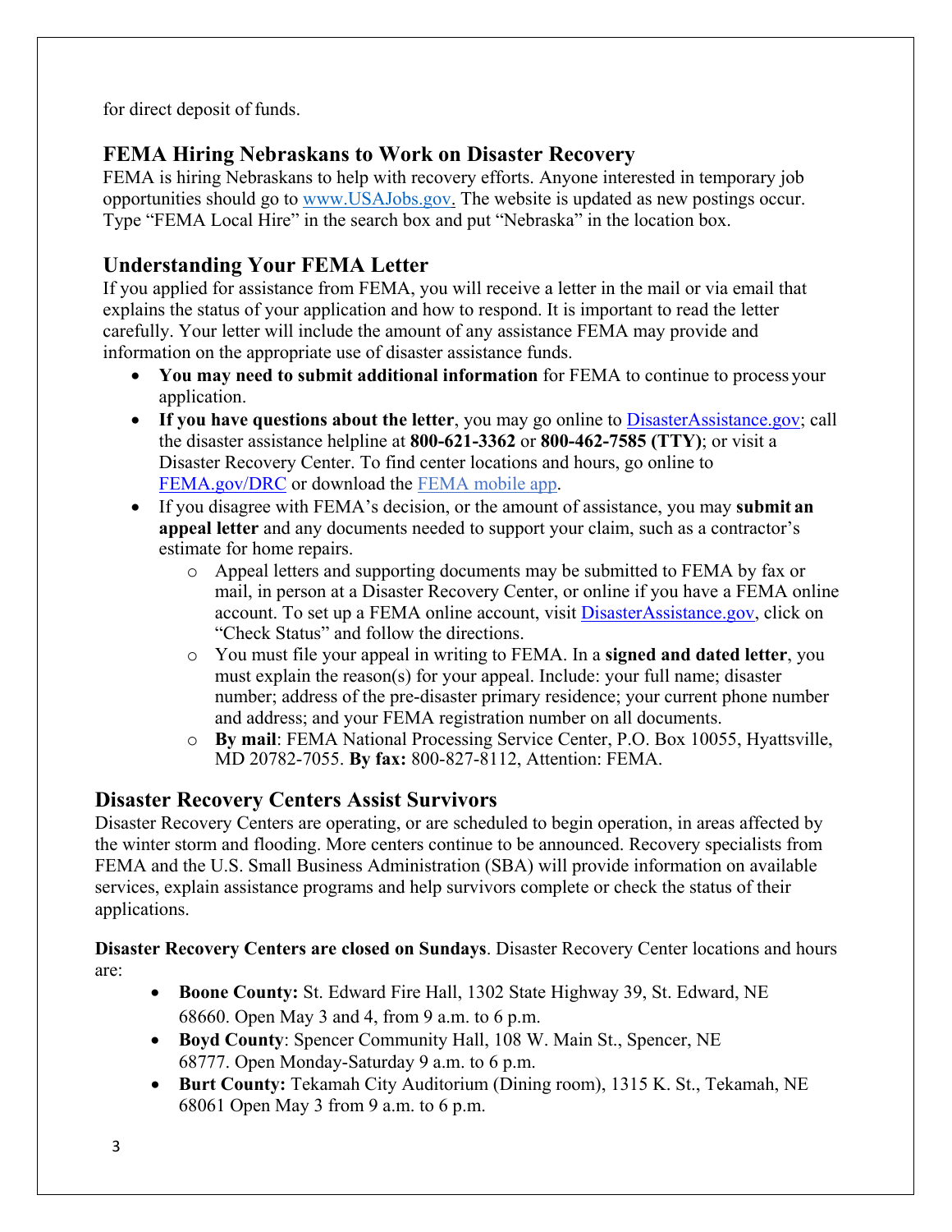for direct deposit of funds.

## FEMA Hiring Nebraskans to Work on Disaster Recovery

FEMA is hiring Nebraskans to help with recovery efforts. Anyone interested in temporary job opportunities should go to www.USAJobs.gov. The website is updated as new postings occur. Type "FEMA Local Hire" in the search box and put "Nebraska" in the location box.

## Understanding Your FEMA Letter

If you applied for assistance from FEMA, you will receive a letter in the mail or via email that explains the status of your application and how to respond. It is important to read the letter carefully. Your letter will include the amount of any assistance FEMA may provide and information on the appropriate use of disaster assistance funds.

- **You may need to submit additional information** for FEMA to continue to process your application.
- **If you have questions about the letter**, you may go online to DisasterAssistance.gov; call the disaster assistance helpline at **800-621-3362** or **800-462-7585 (TTY)**; or visit a Disaster Recovery Center. To find center locations and hours, go online to FEMA.gov/DRC or download the FEMA mobile app.
- If you disagree with FEMA's decision, or the amount of assistance, you may **submit an appeal letter** and any documents needed to support your claim, such as a contractor's estimate for home repairs.
    - Appeal letters and supporting documents may be submitted to FEMA by fax or mail, in person at a Disaster Recovery Center, or online if you have a FEMA online account. To set up a FEMA online account, visit DisasterAssistance.gov, click on "Check Status" and follow the directions.
    - You must file your appeal in writing to FEMA. In a **signed and dated letter**, you must explain the reason(s) for your appeal. Include: your full name; disaster number; address of the pre-disaster primary residence; your current phone number and address; and your FEMA registration number on all documents.
    - **By mail**: FEMA National Processing Service Center, P.O. Box 10055, Hyattsville, MD 20782-7055. **By fax:** 800-827-8112, Attention: FEMA.

## Disaster Recovery Centers Assist Survivors

Disaster Recovery Centers are operating, or are scheduled to begin operation, in areas affected by the winter storm and flooding. More centers continue to be announced. Recovery specialists from FEMA and the U.S. Small Business Administration (SBA) will provide information on available services, explain assistance programs and help survivors complete or check the status of their applications.

**Disaster Recovery Centers are closed on Sundays**. Disaster Recovery Center locations and hours are:

- **Boone County:** St. Edward Fire Hall, 1302 State Highway 39, St. Edward, NE 68660. Open May 3 and 4, from 9 a.m. to 6 p.m.
- **Boyd County**: Spencer Community Hall, 108 W. Main St., Spencer, NE 68777. Open Monday-Saturday 9 a.m. to 6 p.m.
- **Burt County:** Tekamah City Auditorium (Dining room), 1315 K. St., Tekamah, NE 68061 Open May 3 from 9 a.m. to 6 p.m.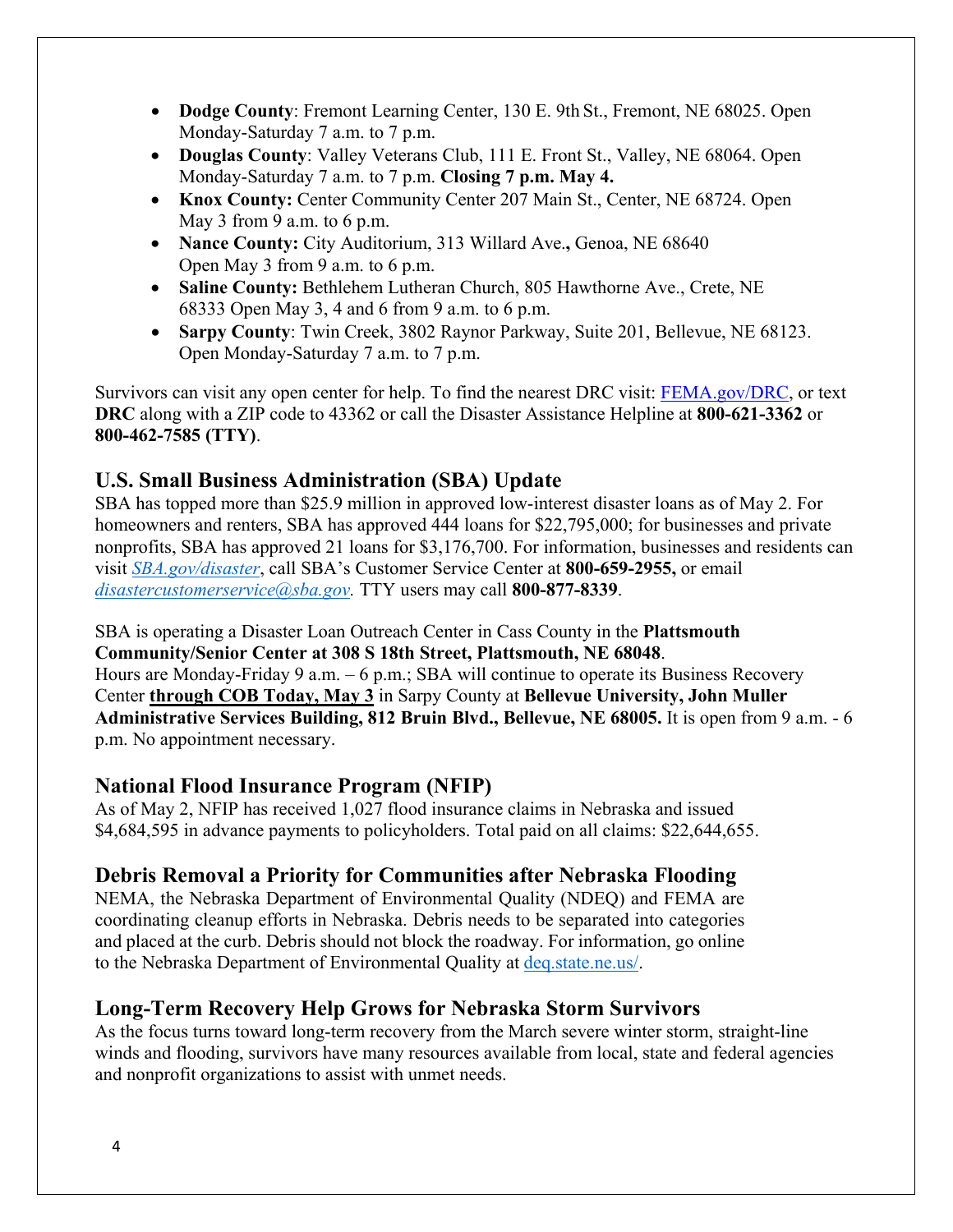- **Dodge County**: Fremont Learning Center, 130 E. 9th St., Fremont, NE 68025. Open Monday-Saturday 7 a.m. to 7 p.m.
- **Douglas County**: Valley Veterans Club, 111 E. Front St., Valley, NE 68064. Open Monday-Saturday 7 a.m. to 7 p.m. **Closing 7 p.m. May 4.**
- **Knox County:** Center Community Center 207 Main St., Center, NE 68724. Open May 3 from 9 a.m. to 6 p.m.
- **Nance County:** City Auditorium, 313 Willard Ave**.,** Genoa, NE 68640 Open May 3 from 9 a.m. to 6 p.m.
- **Saline County:** Bethlehem Lutheran Church, 805 Hawthorne Ave., Crete, NE 68333 Open May 3, 4 and 6 from 9 a.m. to 6 p.m.
- **Sarpy County**: Twin Creek, 3802 Raynor Parkway, Suite 201, Bellevue, NE 68123. Open Monday-Saturday 7 a.m. to 7 p.m.

Survivors can visit any open center for help. To find the nearest DRC visit: FEMA.gov/DRC, or text **DRC** along with a ZIP code to 43362 or call the Disaster Assistance Helpline at **800-621-3362** or **800-462-7585 (TTY)**.

## U.S. Small Business Administration (SBA) Update

SBA has topped more than $25.9 million in approved low-interest disaster loans as of May 2. For homeowners and renters, SBA has approved 444 loans for $22,795,000; for businesses and private nonprofits, SBA has approved 21 loans for $3,176,700. For information, businesses and residents can visit *SBA.gov/disaster*, call SBA's Customer Service Center at **800-659-2955,** or email *disastercustomerservice@sba.gov.* TTY users may call **800-877-8339**.

SBA is operating a Disaster Loan Outreach Center in Cass County in the **Plattsmouth Community/Senior Center at 308 S 18th Street, Plattsmouth, NE 68048**.
Hours are Monday-Friday 9 a.m. – 6 p.m.; SBA will continue to operate its Business Recovery Center **through COB Today, May 3** in Sarpy County at **Bellevue University, John Muller Administrative Services Building, 812 Bruin Blvd., Bellevue, NE 68005.** It is open from 9 a.m. - 6 p.m. No appointment necessary.

## National Flood Insurance Program (NFIP)

As of May 2, NFIP has received 1,027 flood insurance claims in Nebraska and issued $4,684,595 in advance payments to policyholders. Total paid on all claims: $22,644,655.

## Debris Removal a Priority for Communities after Nebraska Flooding

NEMA, the Nebraska Department of Environmental Quality (NDEQ) and FEMA are coordinating cleanup efforts in Nebraska. Debris needs to be separated into categories and placed at the curb. Debris should not block the roadway. For information, go online to the Nebraska Department of Environmental Quality at deq.state.ne.us/.

## Long-Term Recovery Help Grows for Nebraska Storm Survivors

As the focus turns toward long-term recovery from the March severe winter storm, straight-line winds and flooding, survivors have many resources available from local, state and federal agencies and nonprofit organizations to assist with unmet needs.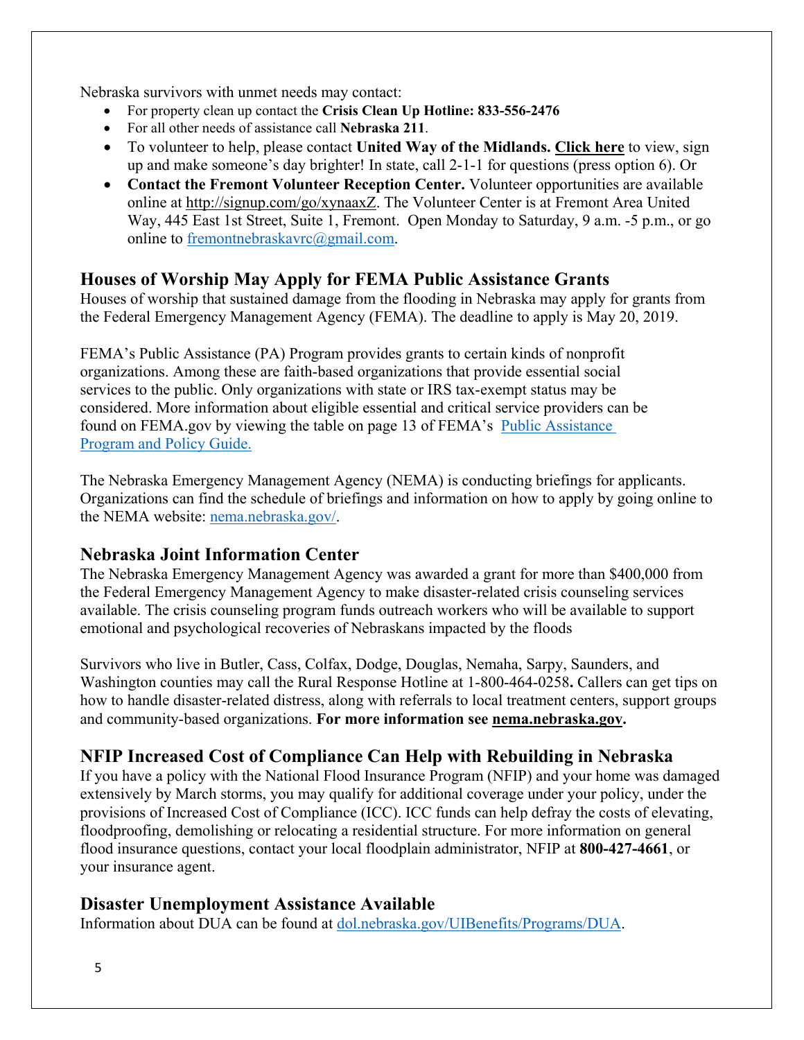Nebraska survivors with unmet needs may contact:

- For property clean up contact the **Crisis Clean Up Hotline: 833-556-2476**
- For all other needs of assistance call **Nebraska 211**.
- To volunteer to help, please contact **United Way of the Midlands.** **Click here** to view, sign up and make someone's day brighter! In state, call 2-1-1 for questions (press option 6). Or
- **Contact the Fremont Volunteer Reception Center.** Volunteer opportunities are available online at http://signup.com/go/xynaaxZ. The Volunteer Center is at Fremont Area United Way, 445 East 1st Street, Suite 1, Fremont. Open Monday to Saturday, 9 a.m. -5 p.m., or go online to fremontnebraskavrc@gmail.com.

## Houses of Worship May Apply for FEMA Public Assistance Grants

Houses of worship that sustained damage from the flooding in Nebraska may apply for grants from the Federal Emergency Management Agency (FEMA). The deadline to apply is May 20, 2019.

FEMA's Public Assistance (PA) Program provides grants to certain kinds of nonprofit organizations. Among these are faith-based organizations that provide essential social services to the public. Only organizations with state or IRS tax-exempt status may be considered. More information about eligible essential and critical service providers can be found on FEMA.gov by viewing the table on page 13 of FEMA's Public Assistance Program and Policy Guide.

The Nebraska Emergency Management Agency (NEMA) is conducting briefings for applicants. Organizations can find the schedule of briefings and information on how to apply by going online to the NEMA website: nema.nebraska.gov/.

## Nebraska Joint Information Center

The Nebraska Emergency Management Agency was awarded a grant for more than $400,000 from the Federal Emergency Management Agency to make disaster-related crisis counseling services available. The crisis counseling program funds outreach workers who will be available to support emotional and psychological recoveries of Nebraskans impacted by the floods

Survivors who live in Butler, Cass, Colfax, Dodge, Douglas, Nemaha, Sarpy, Saunders, and Washington counties may call the Rural Response Hotline at 1-800-464-0258**.** Callers can get tips on how to handle disaster-related distress, along with referrals to local treatment centers, support groups and community-based organizations. **For more information see nema.nebraska.gov.**

## NFIP Increased Cost of Compliance Can Help with Rebuilding in Nebraska

If you have a policy with the National Flood Insurance Program (NFIP) and your home was damaged extensively by March storms, you may qualify for additional coverage under your policy, under the provisions of Increased Cost of Compliance (ICC). ICC funds can help defray the costs of elevating, floodproofing, demolishing or relocating a residential structure. For more information on general flood insurance questions, contact your local floodplain administrator, NFIP at **800-427-4661**, or your insurance agent.

## Disaster Unemployment Assistance Available

Information about DUA can be found at dol.nebraska.gov/UIBenefits/Programs/DUA.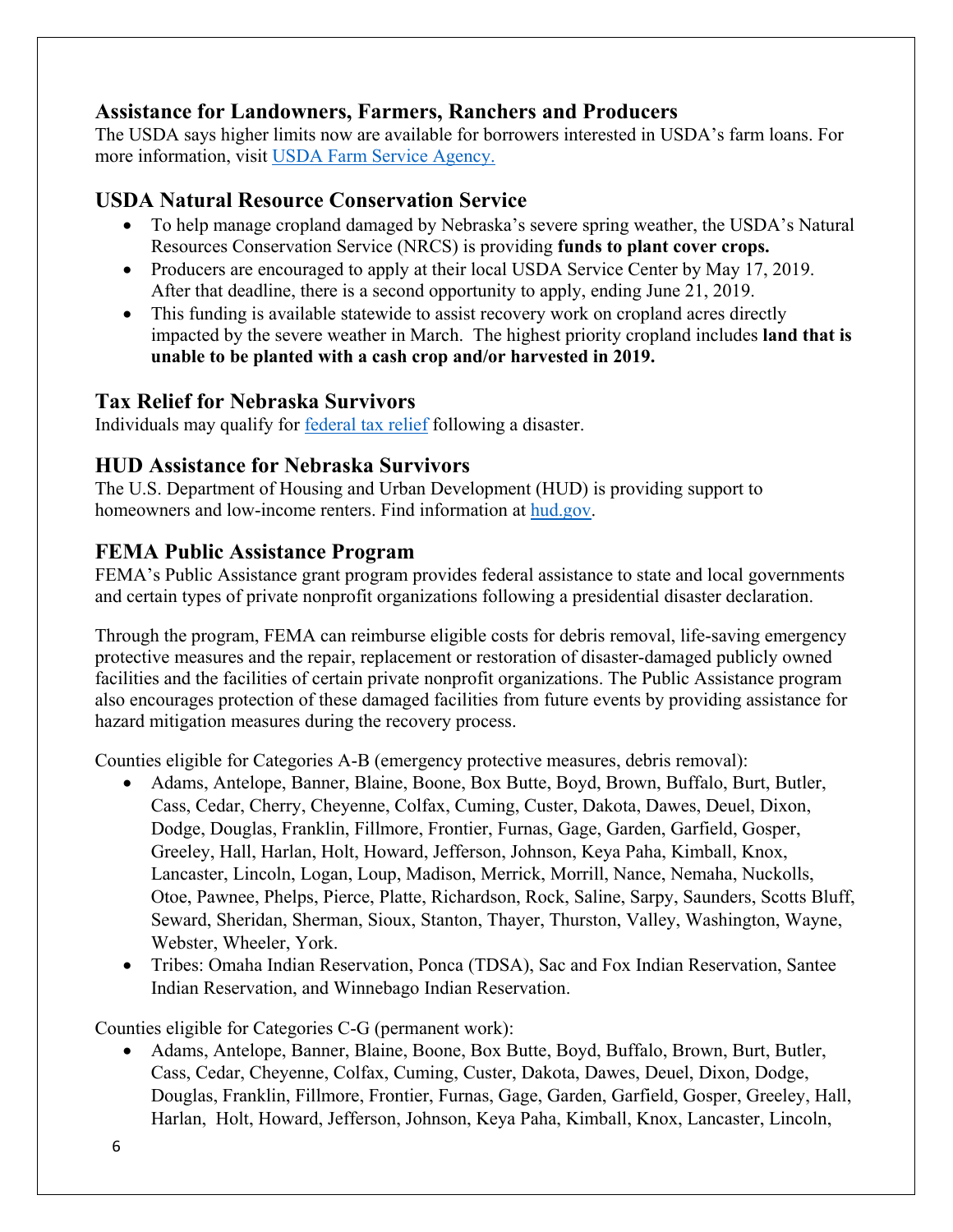## Assistance for Landowners, Farmers, Ranchers and Producers

The USDA says higher limits now are available for borrowers interested in USDA's farm loans. For more information, visit [USDA Farm Service Agency.]()

## USDA Natural Resource Conservation Service

- To help manage cropland damaged by Nebraska's severe spring weather, the USDA's Natural Resources Conservation Service (NRCS) is providing **funds to plant cover crops.**
- Producers are encouraged to apply at their local USDA Service Center by May 17, 2019. After that deadline, there is a second opportunity to apply, ending June 21, 2019.
- This funding is available statewide to assist recovery work on cropland acres directly impacted by the severe weather in March. The highest priority cropland includes **land that is unable to be planted with a cash crop and/or harvested in 2019.**

## Tax Relief for Nebraska Survivors

Individuals may qualify for [federal tax relief]() following a disaster.

## HUD Assistance for Nebraska Survivors

The U.S. Department of Housing and Urban Development (HUD) is providing support to homeowners and low-income renters. Find information at [hud.gov]().

## FEMA Public Assistance Program

FEMA's Public Assistance grant program provides federal assistance to state and local governments and certain types of private nonprofit organizations following a presidential disaster declaration.

Through the program, FEMA can reimburse eligible costs for debris removal, life-saving emergency protective measures and the repair, replacement or restoration of disaster-damaged publicly owned facilities and the facilities of certain private nonprofit organizations. The Public Assistance program also encourages protection of these damaged facilities from future events by providing assistance for hazard mitigation measures during the recovery process.

Counties eligible for Categories A-B (emergency protective measures, debris removal):

- Adams, Antelope, Banner, Blaine, Boone, Box Butte, Boyd, Brown, Buffalo, Burt, Butler, Cass, Cedar, Cherry, Cheyenne, Colfax, Cuming, Custer, Dakota, Dawes, Deuel, Dixon, Dodge, Douglas, Franklin, Fillmore, Frontier, Furnas, Gage, Garden, Garfield, Gosper, Greeley, Hall, Harlan, Holt, Howard, Jefferson, Johnson, Keya Paha, Kimball, Knox, Lancaster, Lincoln, Logan, Loup, Madison, Merrick, Morrill, Nance, Nemaha, Nuckolls, Otoe, Pawnee, Phelps, Pierce, Platte, Richardson, Rock, Saline, Sarpy, Saunders, Scotts Bluff, Seward, Sheridan, Sherman, Sioux, Stanton, Thayer, Thurston, Valley, Washington, Wayne, Webster, Wheeler, York.
- Tribes: Omaha Indian Reservation, Ponca (TDSA), Sac and Fox Indian Reservation, Santee Indian Reservation, and Winnebago Indian Reservation.

Counties eligible for Categories C-G (permanent work):

- Adams, Antelope, Banner, Blaine, Boone, Box Butte, Boyd, Buffalo, Brown, Burt, Butler, Cass, Cedar, Cheyenne, Colfax, Cuming, Custer, Dakota, Dawes, Deuel, Dixon, Dodge, Douglas, Franklin, Fillmore, Frontier, Furnas, Gage, Garden, Garfield, Gosper, Greeley, Hall, Harlan, Holt, Howard, Jefferson, Johnson, Keya Paha, Kimball, Knox, Lancaster, Lincoln,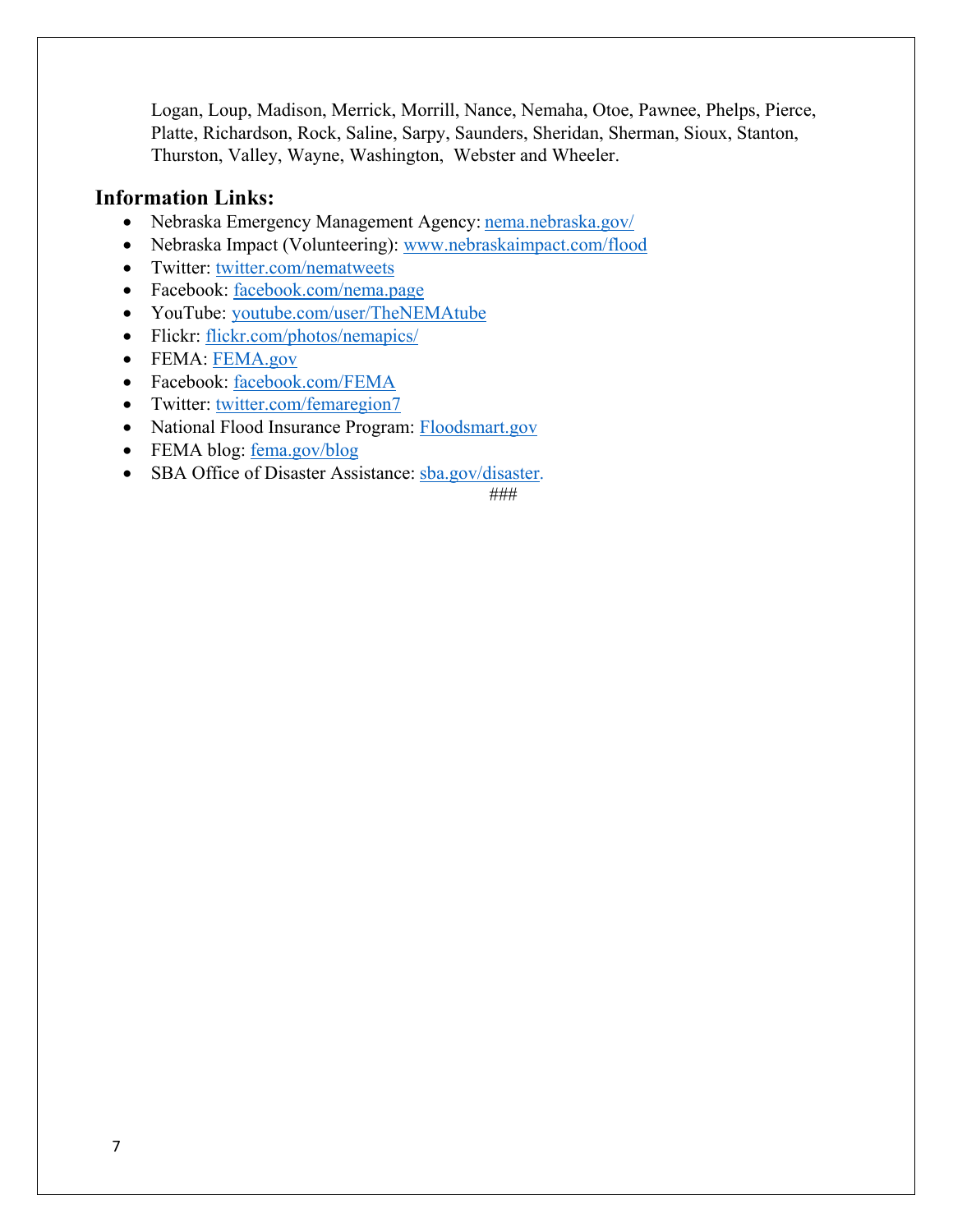Logan, Loup, Madison, Merrick, Morrill, Nance, Nemaha, Otoe, Pawnee, Phelps, Pierce, Platte, Richardson, Rock, Saline, Sarpy, Saunders, Sheridan, Sherman, Sioux, Stanton, Thurston, Valley, Wayne, Washington, Webster and Wheeler.

## Information Links:

- Nebraska Emergency Management Agency: nema.nebraska.gov/
- Nebraska Impact (Volunteering): www.nebraskaimpact.com/flood
- Twitter: twitter.com/nematweets
- Facebook: facebook.com/nema.page
- YouTube: youtube.com/user/TheNEMAtube
- Flickr: flickr.com/photos/nemapics/
- FEMA: FEMA.gov
- Facebook: facebook.com/FEMA
- Twitter: twitter.com/femaregion7
- National Flood Insurance Program: Floodsmart.gov
- FEMA blog: fema.gov/blog
- SBA Office of Disaster Assistance: sba.gov/disaster.

###